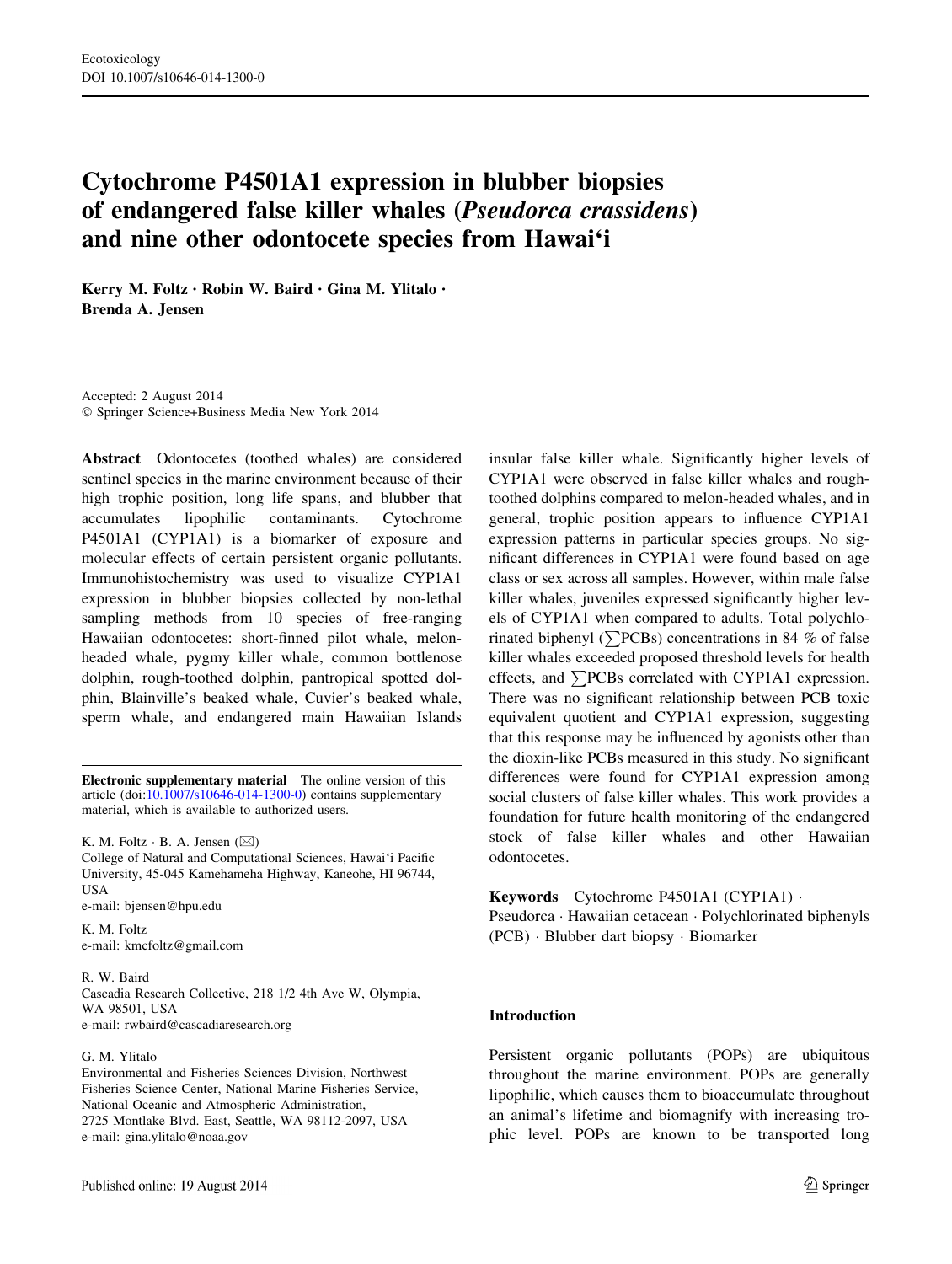# Cytochrome P4501A1 expression in blubber biopsies of endangered false killer whales (*Pseudorca crassidens*) and nine other odontocete species from Hawai'i

**Kerry M. Foltz · Robin W. Baird · Gina M. Ylitalo · Brenda A. Jensen**

Accepted: 2 August 2014
© Springer Science+Business Media New York 2014

**Abstract** Odontocetes (toothed whales) are considered sentinel species in the marine environment because of their high trophic position, long life spans, and blubber that accumulates lipophilic contaminants. Cytochrome P4501A1 (CYP1A1) is a biomarker of exposure and molecular effects of certain persistent organic pollutants. Immunohistochemistry was used to visualize CYP1A1 expression in blubber biopsies collected by non-lethal sampling methods from 10 species of free-ranging Hawaiian odontocetes: short-finned pilot whale, melon-headed whale, pygmy killer whale, common bottlenose dolphin, rough-toothed dolphin, pantropical spotted dolphin, Blainville's beaked whale, Cuvier's beaked whale, sperm whale, and endangered main Hawaiian Islands insular false killer whale. Significantly higher levels of CYP1A1 were observed in false killer whales and rough-toothed dolphins compared to melon-headed whales, and in general, trophic position appears to influence CYP1A1 expression patterns in particular species groups. No significant differences in CYP1A1 were found based on age class or sex across all samples. However, within male false killer whales, juveniles expressed significantly higher levels of CYP1A1 when compared to adults. Total polychlorinated biphenyl ($\sum$PCBs) concentrations in 84 % of false killer whales exceeded proposed threshold levels for health effects, and $\sum$PCBs correlated with CYP1A1 expression. There was no significant relationship between PCB toxic equivalent quotient and CYP1A1 expression, suggesting that this response may be influenced by agonists other than the dioxin-like PCBs measured in this study. No significant differences were found for CYP1A1 expression among social clusters of false killer whales. This work provides a foundation for future health monitoring of the endangered stock of false killer whales and other Hawaiian odontocetes.

**Keywords** Cytochrome P4501A1 (CYP1A1) · Pseudorca · Hawaiian cetacean · Polychlorinated biphenyls (PCB) · Blubber dart biopsy · Biomarker

**Electronic supplementary material** The online version of this article (doi:10.1007/s10646-014-1300-0) contains supplementary material, which is available to authorized users.

K. M. Foltz · B. A. Jensen (✉)
College of Natural and Computational Sciences, Hawai'i Pacific University, 45-045 Kamehameha Highway, Kaneohe, HI 96744, USA
e-mail: bjensen@hpu.edu

K. M. Foltz
e-mail: kmcfoltz@gmail.com

R. W. Baird
Cascadia Research Collective, 218 1/2 4th Ave W, Olympia, WA 98501, USA
e-mail: rwbaird@cascadiaresearch.org

G. M. Ylitalo
Environmental and Fisheries Sciences Division, Northwest Fisheries Science Center, National Marine Fisheries Service, National Oceanic and Atmospheric Administration, 2725 Montlake Blvd. East, Seattle, WA 98112-2097, USA
e-mail: gina.ylitalo@noaa.gov

## Introduction

Persistent organic pollutants (POPs) are ubiquitous throughout the marine environment. POPs are generally lipophilic, which causes them to bioaccumulate throughout an animal's lifetime and biomagnify with increasing trophic level. POPs are known to be transported long

Published online: 19 August 2014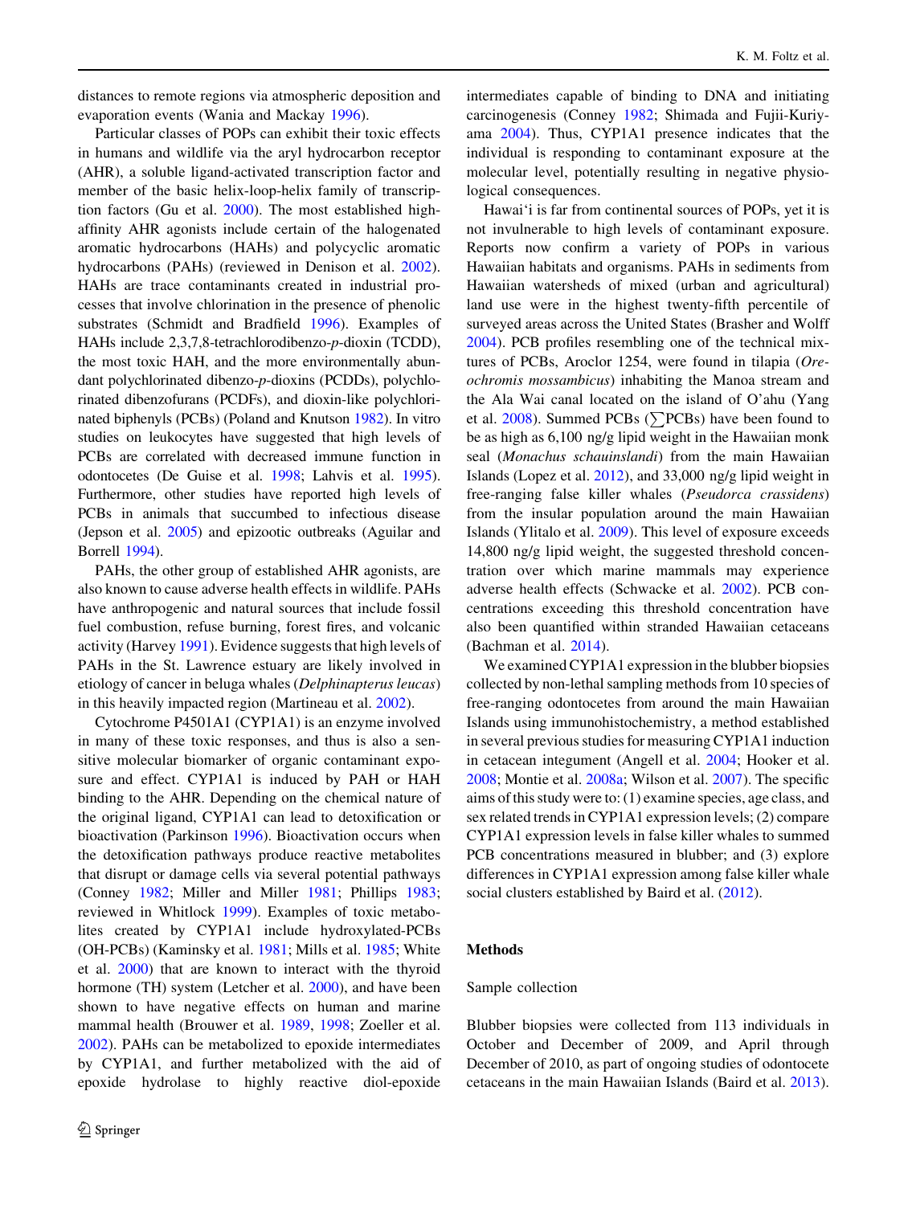distances to remote regions via atmospheric deposition and evaporation events (Wania and Mackay 1996).

Particular classes of POPs can exhibit their toxic effects in humans and wildlife via the aryl hydrocarbon receptor (AHR), a soluble ligand-activated transcription factor and member of the basic helix-loop-helix family of transcription factors (Gu et al. 2000). The most established high-affinity AHR agonists include certain of the halogenated aromatic hydrocarbons (HAHs) and polycyclic aromatic hydrocarbons (PAHs) (reviewed in Denison et al. 2002). HAHs are trace contaminants created in industrial processes that involve chlorination in the presence of phenolic substrates (Schmidt and Bradfield 1996). Examples of HAHs include 2,3,7,8-tetrachlorodibenzo-*p*-dioxin (TCDD), the most toxic HAH, and the more environmentally abundant polychlorinated dibenzo-*p*-dioxins (PCDDs), polychlorinated dibenzofurans (PCDFs), and dioxin-like polychlorinated biphenyls (PCBs) (Poland and Knutson 1982). In vitro studies on leukocytes have suggested that high levels of PCBs are correlated with decreased immune function in odontocetes (De Guise et al. 1998; Lahvis et al. 1995). Furthermore, other studies have reported high levels of PCBs in animals that succumbed to infectious disease (Jepson et al. 2005) and epizootic outbreaks (Aguilar and Borrell 1994).

PAHs, the other group of established AHR agonists, are also known to cause adverse health effects in wildlife. PAHs have anthropogenic and natural sources that include fossil fuel combustion, refuse burning, forest fires, and volcanic activity (Harvey 1991). Evidence suggests that high levels of PAHs in the St. Lawrence estuary are likely involved in etiology of cancer in beluga whales (*Delphinapterus leucas*) in this heavily impacted region (Martineau et al. 2002).

Cytochrome P4501A1 (CYP1A1) is an enzyme involved in many of these toxic responses, and thus is also a sensitive molecular biomarker of organic contaminant exposure and effect. CYP1A1 is induced by PAH or HAH binding to the AHR. Depending on the chemical nature of the original ligand, CYP1A1 can lead to detoxification or bioactivation (Parkinson 1996). Bioactivation occurs when the detoxification pathways produce reactive metabolites that disrupt or damage cells via several potential pathways (Conney 1982; Miller and Miller 1981; Phillips 1983; reviewed in Whitlock 1999). Examples of toxic metabolites created by CYP1A1 include hydroxylated-PCBs (OH-PCBs) (Kaminsky et al. 1981; Mills et al. 1985; White et al. 2000) that are known to interact with the thyroid hormone (TH) system (Letcher et al. 2000), and have been shown to have negative effects on human and marine mammal health (Brouwer et al. 1989, 1998; Zoeller et al. 2002). PAHs can be metabolized to epoxide intermediates by CYP1A1, and further metabolized with the aid of epoxide hydrolase to highly reactive diol-epoxide intermediates capable of binding to DNA and initiating carcinogenesis (Conney 1982; Shimada and Fujii-Kuriyama 2004). Thus, CYP1A1 presence indicates that the individual is responding to contaminant exposure at the molecular level, potentially resulting in negative physiological consequences.

Hawai'i is far from continental sources of POPs, yet it is not invulnerable to high levels of contaminant exposure. Reports now confirm a variety of POPs in various Hawaiian habitats and organisms. PAHs in sediments from Hawaiian watersheds of mixed (urban and agricultural) land use were in the highest twenty-fifth percentile of surveyed areas across the United States (Brasher and Wolff 2004). PCB profiles resembling one of the technical mixtures of PCBs, Aroclor 1254, were found in tilapia (*Oreochromis mossambicus*) inhabiting the Manoa stream and the Ala Wai canal located on the island of O'ahu (Yang et al. 2008). Summed PCBs ($\sum$PCBs) have been found to be as high as 6,100 ng/g lipid weight in the Hawaiian monk seal (*Monachus schauinslandi*) from the main Hawaiian Islands (Lopez et al. 2012), and 33,000 ng/g lipid weight in free-ranging false killer whales (*Pseudorca crassidens*) from the insular population around the main Hawaiian Islands (Ylitalo et al. 2009). This level of exposure exceeds 14,800 ng/g lipid weight, the suggested threshold concentration over which marine mammals may experience adverse health effects (Schwacke et al. 2002). PCB concentrations exceeding this threshold concentration have also been quantified within stranded Hawaiian cetaceans (Bachman et al. 2014).

We examined CYP1A1 expression in the blubber biopsies collected by non-lethal sampling methods from 10 species of free-ranging odontocetes from around the main Hawaiian Islands using immunohistochemistry, a method established in several previous studies for measuring CYP1A1 induction in cetacean integument (Angell et al. 2004; Hooker et al. 2008; Montie et al. 2008a; Wilson et al. 2007). The specific aims of this study were to: (1) examine species, age class, and sex related trends in CYP1A1 expression levels; (2) compare CYP1A1 expression levels in false killer whales to summed PCB concentrations measured in blubber; and (3) explore differences in CYP1A1 expression among false killer whale social clusters established by Baird et al. (2012).

## Methods

### Sample collection

Blubber biopsies were collected from 113 individuals in October and December of 2009, and April through December of 2010, as part of ongoing studies of odontocete cetaceans in the main Hawaiian Islands (Baird et al. 2013).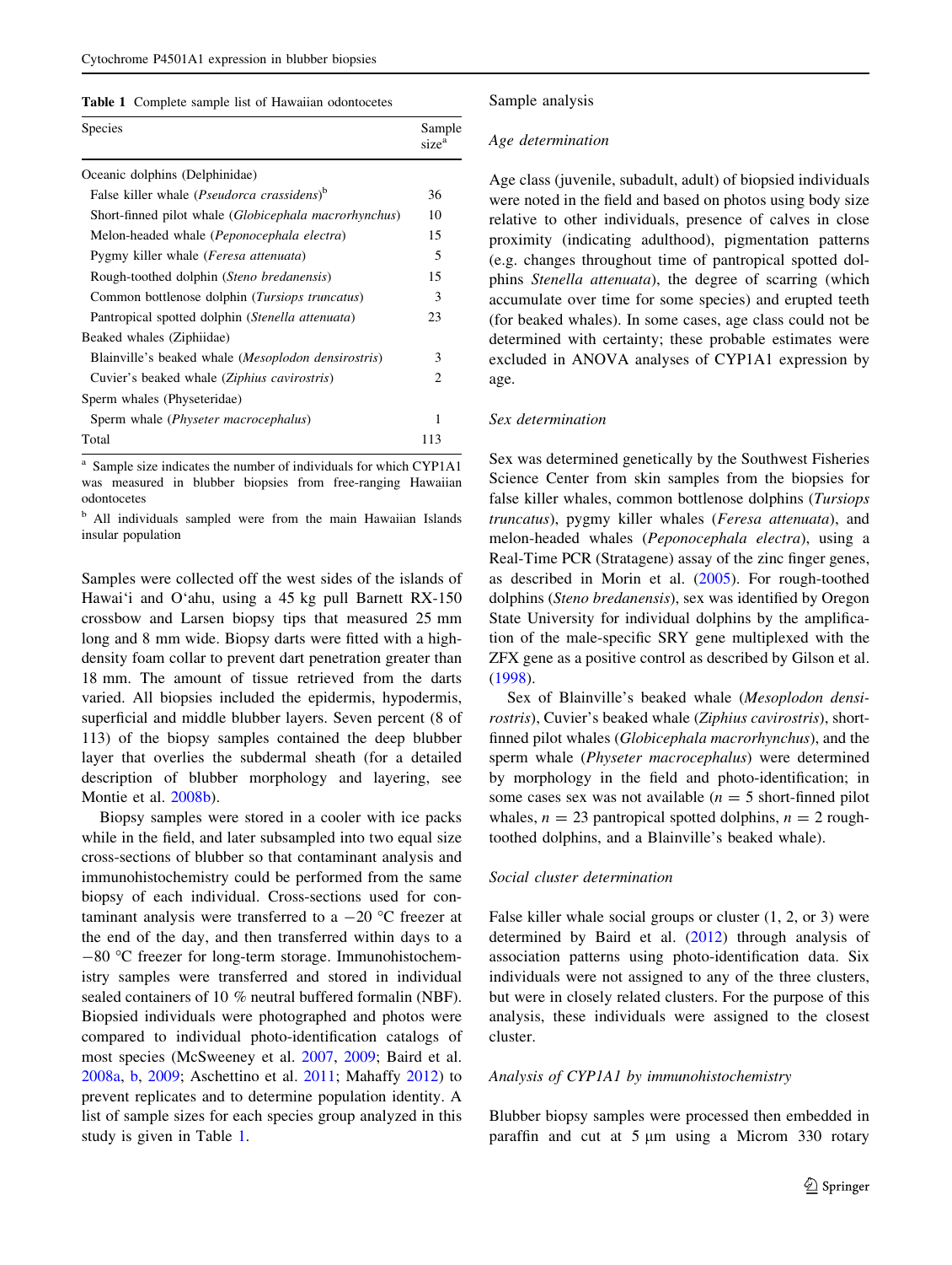**Table 1** Complete sample list of Hawaiian odontocetes

| Species | Sample size[a] |
|---|---|
| Oceanic dolphins (Delphinidae) | |
| False killer whale (*Pseudorca crassidens*)[b] | 36 |
| Short-finned pilot whale (*Globicephala macrorhynchus*) | 10 |
| Melon-headed whale (*Peponocephala electra*) | 15 |
| Pygmy killer whale (*Feresa attenuata*) | 5 |
| Rough-toothed dolphin (*Steno bredanensis*) | 15 |
| Common bottlenose dolphin (*Tursiops truncatus*) | 3 |
| Pantropical spotted dolphin (*Stenella attenuata*) | 23 |
| Beaked whales (Ziphiidae) | |
| Blainville's beaked whale (*Mesoplodon densirostris*) | 3 |
| Cuvier's beaked whale (*Ziphius cavirostris*) | 2 |
| Sperm whales (Physeteridae) | |
| Sperm whale (*Physeter macrocephalus*) | 1 |
| Total | 113 |

[a] Sample size indicates the number of individuals for which CYP1A1 was measured in blubber biopsies from free-ranging Hawaiian odontocetes

[b] All individuals sampled were from the main Hawaiian Islands insular population

Samples were collected off the west sides of the islands of Hawai'i and O'ahu, using a 45 kg pull Barnett RX-150 crossbow and Larsen biopsy tips that measured 25 mm long and 8 mm wide. Biopsy darts were fitted with a high-density foam collar to prevent dart penetration greater than 18 mm. The amount of tissue retrieved from the darts varied. All biopsies included the epidermis, hypodermis, superficial and middle blubber layers. Seven percent (8 of 113) of the biopsy samples contained the deep blubber layer that overlies the subdermal sheath (for a detailed description of blubber morphology and layering, see Montie et al. 2008b).

Biopsy samples were stored in a cooler with ice packs while in the field, and later subsampled into two equal size cross-sections of blubber so that contaminant analysis and immunohistochemistry could be performed from the same biopsy of each individual. Cross-sections used for contaminant analysis were transferred to a −20 °C freezer at the end of the day, and then transferred within days to a −80 °C freezer for long-term storage. Immunohistochemistry samples were transferred and stored in individual sealed containers of 10 % neutral buffered formalin (NBF). Biopsied individuals were photographed and photos were compared to individual photo-identification catalogs of most species (McSweeney et al. 2007, 2009; Baird et al. 2008a, b, 2009; Aschettino et al. 2011; Mahaffy 2012) to prevent replicates and to determine population identity. A list of sample sizes for each species group analyzed in this study is given in Table 1.

## Sample analysis

### Age determination

Age class (juvenile, subadult, adult) of biopsied individuals were noted in the field and based on photos using body size relative to other individuals, presence of calves in close proximity (indicating adulthood), pigmentation patterns (e.g. changes throughout time of pantropical spotted dolphins *Stenella attenuata*), the degree of scarring (which accumulate over time for some species) and erupted teeth (for beaked whales). In some cases, age class could not be determined with certainty; these probable estimates were excluded in ANOVA analyses of CYP1A1 expression by age.

### Sex determination

Sex was determined genetically by the Southwest Fisheries Science Center from skin samples from the biopsies for false killer whales, common bottlenose dolphins (*Tursiops truncatus*), pygmy killer whales (*Feresa attenuata*), and melon-headed whales (*Peponocephala electra*), using a Real-Time PCR (Stratagene) assay of the zinc finger genes, as described in Morin et al. (2005). For rough-toothed dolphins (*Steno bredanensis*), sex was identified by Oregon State University for individual dolphins by the amplification of the male-specific SRY gene multiplexed with the ZFX gene as a positive control as described by Gilson et al. (1998).

Sex of Blainville's beaked whale (*Mesoplodon densirostris*), Cuvier's beaked whale (*Ziphius cavirostris*), short-finned pilot whales (*Globicephala macrorhynchus*), and the sperm whale (*Physeter macrocephalus*) were determined by morphology in the field and photo-identification; in some cases sex was not available ($n = 5$ short-finned pilot whales, $n = 23$ pantropical spotted dolphins, $n = 2$ rough-toothed dolphins, and a Blainville's beaked whale).

### Social cluster determination

False killer whale social groups or cluster (1, 2, or 3) were determined by Baird et al. (2012) through analysis of association patterns using photo-identification data. Six individuals were not assigned to any of the three clusters, but were in closely related clusters. For the purpose of this analysis, these individuals were assigned to the closest cluster.

### Analysis of CYP1A1 by immunohistochemistry

Blubber biopsy samples were processed then embedded in paraffin and cut at 5 μm using a Microm 330 rotary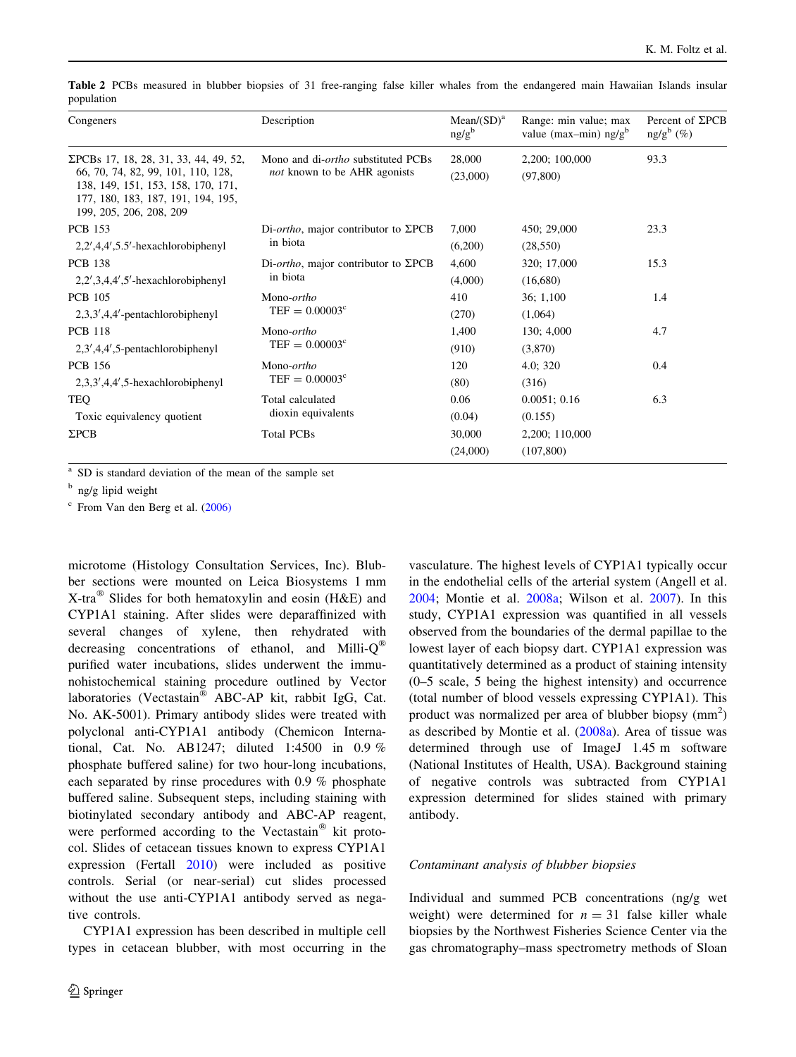**Table 2** PCBs measured in blubber biopsies of 31 free-ranging false killer whales from the endangered main Hawaiian Islands insular population

| Congeners | Description | Mean/(SD)[a] ng/g[b] | Range: min value; max value (max–min) ng/g[b] | Percent of ΣPCB ng/g[b] (%) |
|---|---|---|---|---|
| ΣPCBs 17, 18, 28, 31, 33, 44, 49, 52, 66, 70, 74, 82, 99, 101, 110, 128, 138, 149, 151, 153, 158, 170, 171, 177, 180, 183, 187, 191, 194, 195, 199, 205, 206, 208, 209 | Mono and di-*ortho* substituted PCBs *not* known to be AHR agonists | 28,000 (23,000) | 2,200; 100,000 (97,800) | 93.3 |
| PCB 153 2,2′,4,4′,5.5′-hexachlorobiphenyl | Di-*ortho*, major contributor to ΣPCB in biota | 7,000 (6,200) | 450; 29,000 (28,550) | 23.3 |
| PCB 138 2,2′,3,4,4′,5′-hexachlorobiphenyl | Di-*ortho*, major contributor to ΣPCB in biota | 4,600 (4,000) | 320; 17,000 (16,680) | 15.3 |
| PCB 105 2,3,3′,4,4′-pentachlorobiphenyl | Mono-*ortho* TEF = 0.00003[c] | 410 (270) | 36; 1,100 (1,064) | 1.4 |
| PCB 118 2,3′,4,4′,5-pentachlorobiphenyl | Mono-*ortho* TEF = 0.00003[c] | 1,400 (910) | 130; 4,000 (3,870) | 4.7 |
| PCB 156 2,3,3′,4,4′,5-hexachlorobiphenyl | Mono-*ortho* TEF = 0.00003[c] | 120 (80) | 4.0; 320 (316) | 0.4 |
| TEQ Toxic equivalency quotient | Total calculated dioxin equivalents | 0.06 (0.04) | 0.0051; 0.16 (0.155) | 6.3 |
| ΣPCB | Total PCBs | 30,000 (24,000) | 2,200; 110,000 (107,800) | |

[a] SD is standard deviation of the mean of the sample set

[b] ng/g lipid weight

[c] From Van den Berg et al. (2006)

microtome (Histology Consultation Services, Inc). Blubber sections were mounted on Leica Biosystems 1 mm X-tra® Slides for both hematoxylin and eosin (H&E) and CYP1A1 staining. After slides were deparaffinized with several changes of xylene, then rehydrated with decreasing concentrations of ethanol, and Milli-Q® purified water incubations, slides underwent the immunohistochemical staining procedure outlined by Vector laboratories (Vectastain® ABC-AP kit, rabbit IgG, Cat. No. AK-5001). Primary antibody slides were treated with polyclonal anti-CYP1A1 antibody (Chemicon International, Cat. No. AB1247; diluted 1:4500 in 0.9 % phosphate buffered saline) for two hour-long incubations, each separated by rinse procedures with 0.9 % phosphate buffered saline. Subsequent steps, including staining with biotinylated secondary antibody and ABC-AP reagent, were performed according to the Vectastain® kit protocol. Slides of cetacean tissues known to express CYP1A1 expression (Fertall 2010) were included as positive controls. Serial (or near-serial) cut slides processed without the use anti-CYP1A1 antibody served as negative controls.

CYP1A1 expression has been described in multiple cell types in cetacean blubber, with most occurring in the vasculature. The highest levels of CYP1A1 typically occur in the endothelial cells of the arterial system (Angell et al. 2004; Montie et al. 2008a; Wilson et al. 2007). In this study, CYP1A1 expression was quantified in all vessels observed from the boundaries of the dermal papillae to the lowest layer of each biopsy dart. CYP1A1 expression was quantitatively determined as a product of staining intensity (0–5 scale, 5 being the highest intensity) and occurrence (total number of blood vessels expressing CYP1A1). This product was normalized per area of blubber biopsy ($mm^2$) as described by Montie et al. (2008a). Area of tissue was determined through use of ImageJ 1.45 m software (National Institutes of Health, USA). Background staining of negative controls was subtracted from CYP1A1 expression determined for slides stained with primary antibody.

### *Contaminant analysis of blubber biopsies*

Individual and summed PCB concentrations (ng/g wet weight) were determined for $n = 31$ false killer whale biopsies by the Northwest Fisheries Science Center via the gas chromatography–mass spectrometry methods of Sloan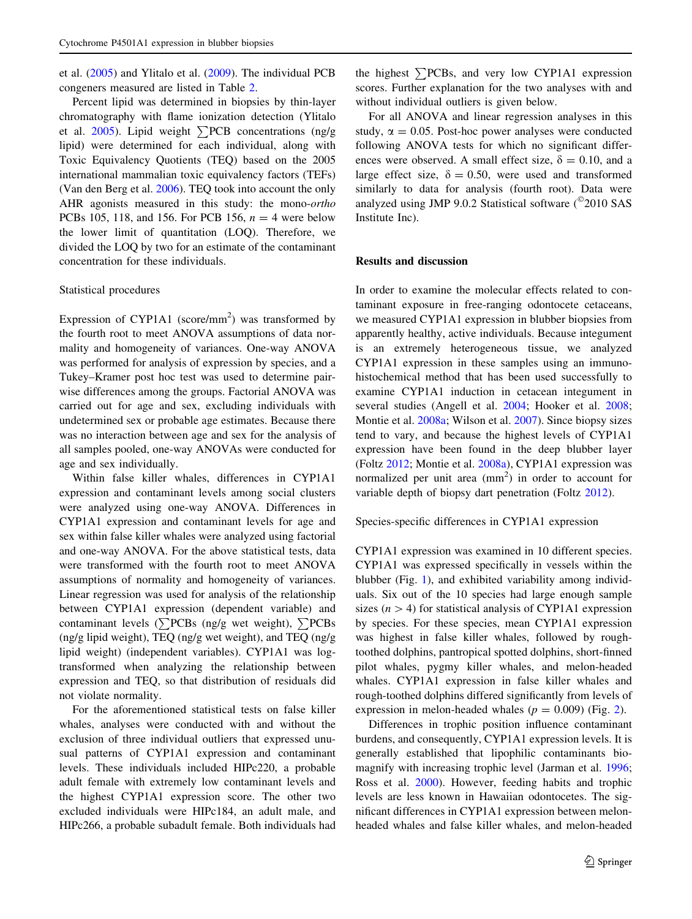et al. (2005) and Ylitalo et al. (2009). The individual PCB congeners measured are listed in Table 2.

Percent lipid was determined in biopsies by thin-layer chromatography with flame ionization detection (Ylitalo et al. 2005). Lipid weight $\sum$PCB concentrations (ng/g lipid) were determined for each individual, along with Toxic Equivalency Quotients (TEQ) based on the 2005 international mammalian toxic equivalency factors (TEFs) (Van den Berg et al. 2006). TEQ took into account the only AHR agonists measured in this study: the mono-*ortho* PCBs 105, 118, and 156. For PCB 156, $n = 4$ were below the lower limit of quantitation (LOQ). Therefore, we divided the LOQ by two for an estimate of the contaminant concentration for these individuals.

### Statistical procedures

Expression of CYP1A1 (score/mm$^2$) was transformed by the fourth root to meet ANOVA assumptions of data normality and homogeneity of variances. One-way ANOVA was performed for analysis of expression by species, and a Tukey–Kramer post hoc test was used to determine pairwise differences among the groups. Factorial ANOVA was carried out for age and sex, excluding individuals with undetermined sex or probable age estimates. Because there was no interaction between age and sex for the analysis of all samples pooled, one-way ANOVAs were conducted for age and sex individually.

Within false killer whales, differences in CYP1A1 expression and contaminant levels among social clusters were analyzed using one-way ANOVA. Differences in CYP1A1 expression and contaminant levels for age and sex within false killer whales were analyzed using factorial and one-way ANOVA. For the above statistical tests, data were transformed with the fourth root to meet ANOVA assumptions of normality and homogeneity of variances. Linear regression was used for analysis of the relationship between CYP1A1 expression (dependent variable) and contaminant levels ($\sum$PCBs (ng/g wet weight), $\sum$PCBs (ng/g lipid weight), TEQ (ng/g wet weight), and TEQ (ng/g lipid weight) (independent variables). CYP1A1 was log-transformed when analyzing the relationship between expression and TEQ, so that distribution of residuals did not violate normality.

For the aforementioned statistical tests on false killer whales, analyses were conducted with and without the exclusion of three individual outliers that expressed unusual patterns of CYP1A1 expression and contaminant levels. These individuals included HIPc220, a probable adult female with extremely low contaminant levels and the highest CYP1A1 expression score. The other two excluded individuals were HIPc184, an adult male, and HIPc266, a probable subadult female. Both individuals had the highest $\sum$PCBs, and very low CYP1A1 expression scores. Further explanation for the two analyses with and without individual outliers is given below.

For all ANOVA and linear regression analyses in this study, $\alpha = 0.05$. Post-hoc power analyses were conducted following ANOVA tests for which no significant differences were observed. A small effect size, $\delta = 0.10$, and a large effect size, $\delta = 0.50$, were used and transformed similarly to data for analysis (fourth root). Data were analyzed using JMP 9.0.2 Statistical software (©2010 SAS Institute Inc).

## Results and discussion

In order to examine the molecular effects related to contaminant exposure in free-ranging odontocete cetaceans, we measured CYP1A1 expression in blubber biopsies from apparently healthy, active individuals. Because integument is an extremely heterogeneous tissue, we analyzed CYP1A1 expression in these samples using an immunohistochemical method that has been used successfully to examine CYP1A1 induction in cetacean integument in several studies (Angell et al. 2004; Hooker et al. 2008; Montie et al. 2008a; Wilson et al. 2007). Since biopsy sizes tend to vary, and because the highest levels of CYP1A1 expression have been found in the deep blubber layer (Foltz 2012; Montie et al. 2008a), CYP1A1 expression was normalized per unit area (mm$^2$) in order to account for variable depth of biopsy dart penetration (Foltz 2012).

### Species-specific differences in CYP1A1 expression

CYP1A1 expression was examined in 10 different species. CYP1A1 was expressed specifically in vessels within the blubber (Fig. 1), and exhibited variability among individuals. Six out of the 10 species had large enough sample sizes ($n > 4$) for statistical analysis of CYP1A1 expression by species. For these species, mean CYP1A1 expression was highest in false killer whales, followed by rough-toothed dolphins, pantropical spotted dolphins, short-finned pilot whales, pygmy killer whales, and melon-headed whales. CYP1A1 expression in false killer whales and rough-toothed dolphins differed significantly from levels of expression in melon-headed whales ($p = 0.009$) (Fig. 2).

Differences in trophic position influence contaminant burdens, and consequently, CYP1A1 expression levels. It is generally established that lipophilic contaminants biomagnify with increasing trophic level (Jarman et al. 1996; Ross et al. 2000). However, feeding habits and trophic levels are less known in Hawaiian odontocetes. The significant differences in CYP1A1 expression between melon-headed whales and false killer whales, and melon-headed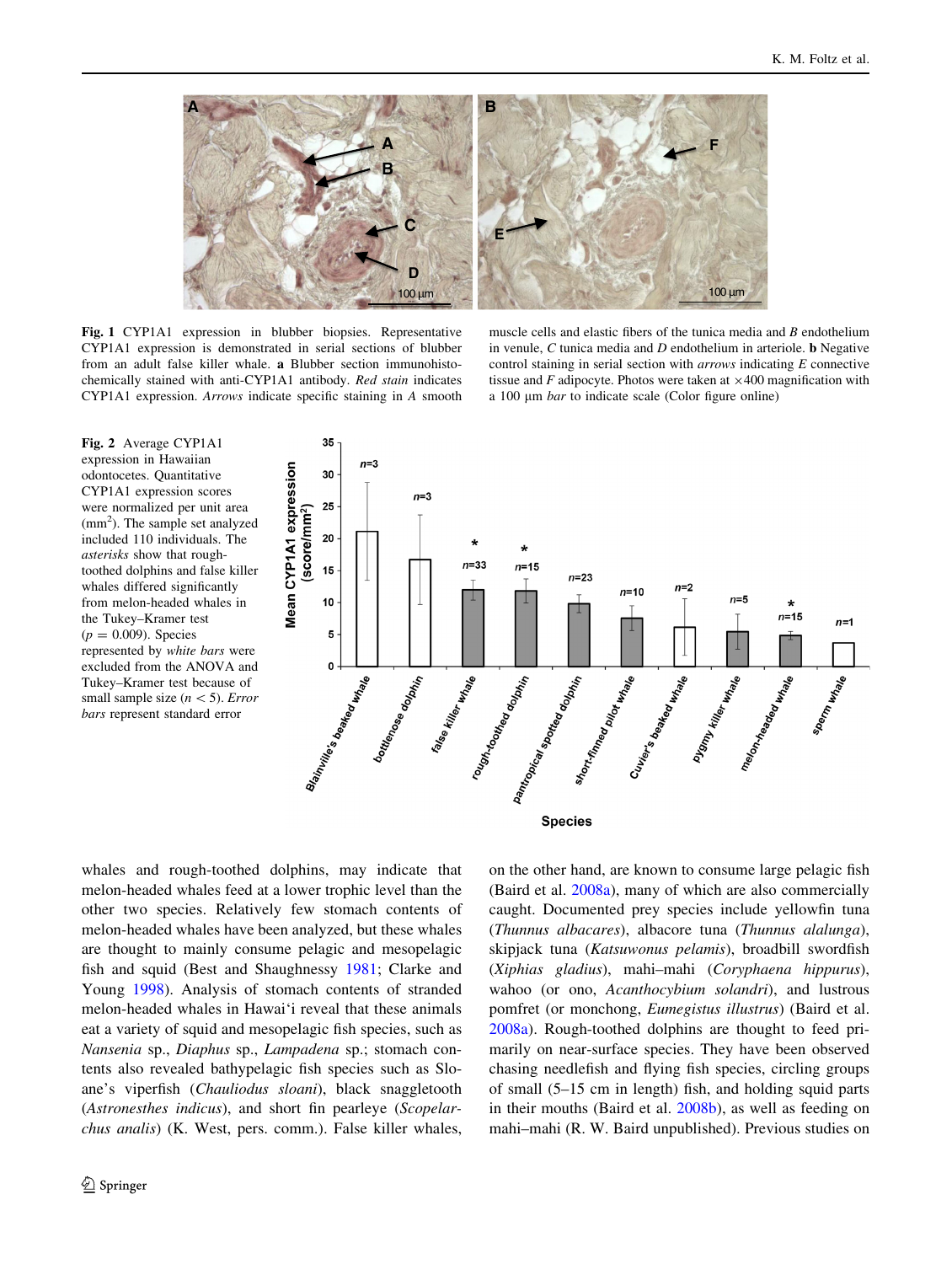**Fig. 1** CYP1A1 expression in blubber biopsies. Representative CYP1A1 expression is demonstrated in serial sections of blubber from an adult false killer whale. **a** Blubber section immunohistochemically stained with anti-CYP1A1 antibody. *Red stain* indicates CYP1A1 expression. *Arrows* indicate specific staining in *A* smooth muscle cells and elastic fibers of the tunica media and *B* endothelium in venule, *C* tunica media and *D* endothelium in arteriole. **b** Negative control staining in serial section with *arrows* indicating *E* connective tissue and *F* adipocyte. Photos were taken at ×400 magnification with a 100 μm *bar* to indicate scale (Color figure online)

**Fig. 2** Average CYP1A1 expression in Hawaiian odontocetes. Quantitative CYP1A1 expression scores were normalized per unit area (mm$^2$). The sample set analyzed included 110 individuals. The *asterisks* show that rough-toothed dolphins and false killer whales differed significantly from melon-headed whales in the Tukey–Kramer test ($p = 0.009$). Species represented by *white bars* were excluded from the ANOVA and Tukey–Kramer test because of small sample size ($n < 5$). *Error bars* represent standard error

whales and rough-toothed dolphins, may indicate that melon-headed whales feed at a lower trophic level than the other two species. Relatively few stomach contents of melon-headed whales have been analyzed, but these whales are thought to mainly consume pelagic and mesopelagic fish and squid (Best and Shaughnessy 1981; Clarke and Young 1998). Analysis of stomach contents of stranded melon-headed whales in Hawai'i reveal that these animals eat a variety of squid and mesopelagic fish species, such as *Nansenia* sp., *Diaphus* sp., *Lampadena* sp.; stomach contents also revealed bathypelagic fish species such as Sloane's viperfish (*Chauliodus sloani*), black snaggletooth (*Astronesthes indicus*), and short fin pearleye (*Scopelarchus analis*) (K. West, pers. comm.). False killer whales, on the other hand, are known to consume large pelagic fish (Baird et al. 2008a), many of which are also commercially caught. Documented prey species include yellowfin tuna (*Thunnus albacares*), albacore tuna (*Thunnus alalunga*), skipjack tuna (*Katsuwonus pelamis*), broadbill swordfish (*Xiphias gladius*), mahi–mahi (*Coryphaena hippurus*), wahoo (or ono, *Acanthocybium solandri*), and lustrous pomfret (or monchong, *Eumegistus illustrus*) (Baird et al. 2008a). Rough-toothed dolphins are thought to feed primarily on near-surface species. They have been observed chasing needlefish and flying fish species, circling groups of small (5–15 cm in length) fish, and holding squid parts in their mouths (Baird et al. 2008b), as well as feeding on mahi–mahi (R. W. Baird unpublished). Previous studies on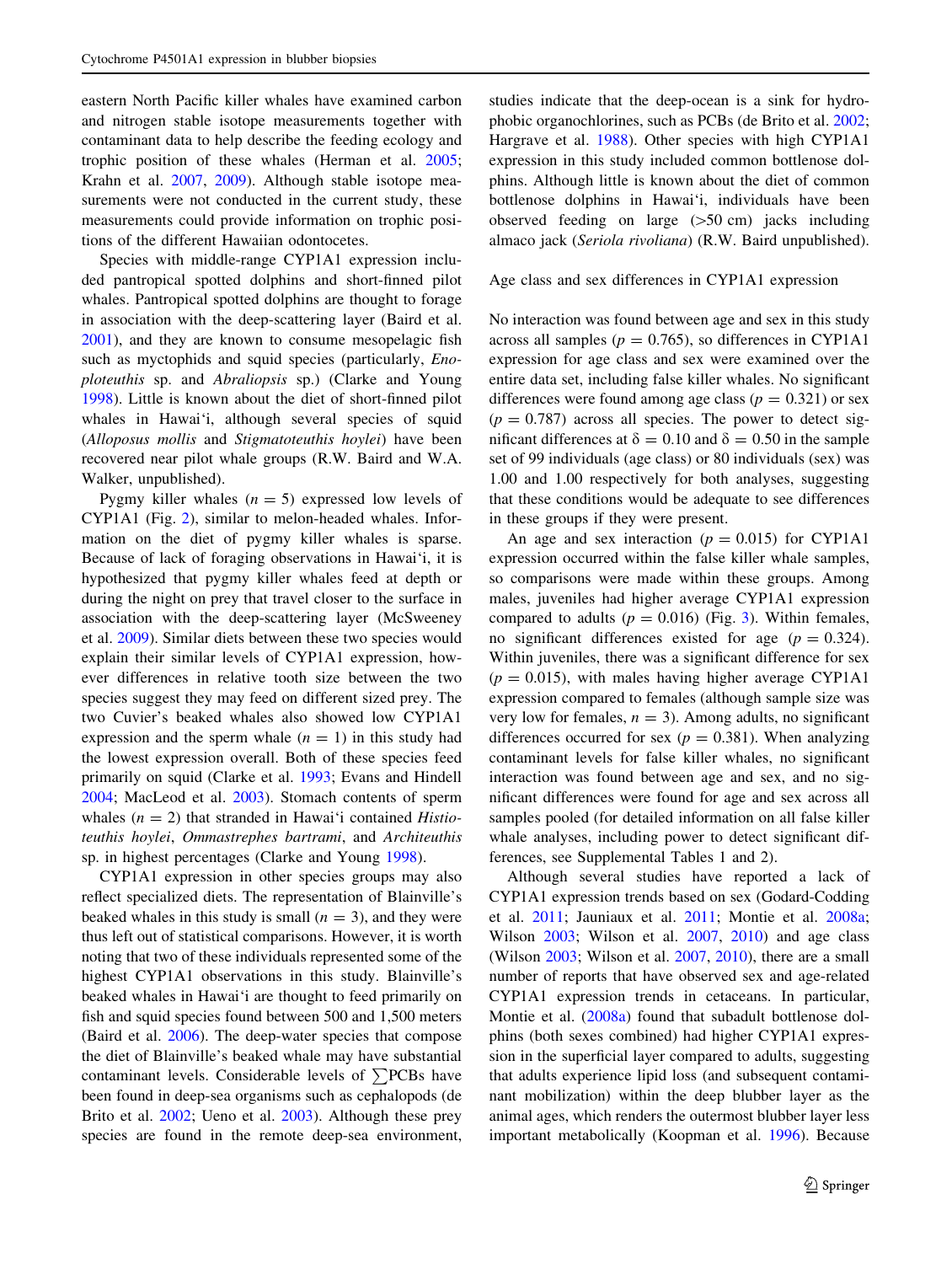eastern North Pacific killer whales have examined carbon and nitrogen stable isotope measurements together with contaminant data to help describe the feeding ecology and trophic position of these whales (Herman et al. 2005; Krahn et al. 2007, 2009). Although stable isotope measurements were not conducted in the current study, these measurements could provide information on trophic positions of the different Hawaiian odontocetes.

Species with middle-range CYP1A1 expression included pantropical spotted dolphins and short-finned pilot whales. Pantropical spotted dolphins are thought to forage in association with the deep-scattering layer (Baird et al. 2001), and they are known to consume mesopelagic fish such as myctophids and squid species (particularly, *Enoploteuthis* sp. and *Abraliopsis* sp.) (Clarke and Young 1998). Little is known about the diet of short-finned pilot whales in Hawai'i, although several species of squid (*Alloposus mollis* and *Stigmatoteuthis hoylei*) have been recovered near pilot whale groups (R.W. Baird and W.A. Walker, unpublished).

Pygmy killer whales ($n = 5$) expressed low levels of CYP1A1 (Fig. 2), similar to melon-headed whales. Information on the diet of pygmy killer whales is sparse. Because of lack of foraging observations in Hawai'i, it is hypothesized that pygmy killer whales feed at depth or during the night on prey that travel closer to the surface in association with the deep-scattering layer (McSweeney et al. 2009). Similar diets between these two species would explain their similar levels of CYP1A1 expression, however differences in relative tooth size between the two species suggest they may feed on different sized prey. The two Cuvier's beaked whales also showed low CYP1A1 expression and the sperm whale ($n = 1$) in this study had the lowest expression overall. Both of these species feed primarily on squid (Clarke et al. 1993; Evans and Hindell 2004; MacLeod et al. 2003). Stomach contents of sperm whales ($n = 2$) that stranded in Hawai'i contained *Histioteuthis hoylei*, *Ommastrephes bartrami*, and *Architeuthis* sp. in highest percentages (Clarke and Young 1998).

CYP1A1 expression in other species groups may also reflect specialized diets. The representation of Blainville's beaked whales in this study is small ($n = 3$), and they were thus left out of statistical comparisons. However, it is worth noting that two of these individuals represented some of the highest CYP1A1 observations in this study. Blainville's beaked whales in Hawai'i are thought to feed primarily on fish and squid species found between 500 and 1,500 meters (Baird et al. 2006). The deep-water species that compose the diet of Blainville's beaked whale may have substantial contaminant levels. Considerable levels of $\sum$PCBs have been found in deep-sea organisms such as cephalopods (de Brito et al. 2002; Ueno et al. 2003). Although these prey species are found in the remote deep-sea environment, studies indicate that the deep-ocean is a sink for hydrophobic organochlorines, such as PCBs (de Brito et al. 2002; Hargrave et al. 1988). Other species with high CYP1A1 expression in this study included common bottlenose dolphins. Although little is known about the diet of common bottlenose dolphins in Hawai'i, individuals have been observed feeding on large (>50 cm) jacks including almaco jack (*Seriola rivoliana*) (R.W. Baird unpublished).

## Age class and sex differences in CYP1A1 expression

No interaction was found between age and sex in this study across all samples ($p = 0.765$), so differences in CYP1A1 expression for age class and sex were examined over the entire data set, including false killer whales. No significant differences were found among age class ($p = 0.321$) or sex ($p = 0.787$) across all species. The power to detect significant differences at $\delta = 0.10$ and $\delta = 0.50$ in the sample set of 99 individuals (age class) or 80 individuals (sex) was 1.00 and 1.00 respectively for both analyses, suggesting that these conditions would be adequate to see differences in these groups if they were present.

An age and sex interaction ($p = 0.015$) for CYP1A1 expression occurred within the false killer whale samples, so comparisons were made within these groups. Among males, juveniles had higher average CYP1A1 expression compared to adults ($p = 0.016$) (Fig. 3). Within females, no significant differences existed for age ($p = 0.324$). Within juveniles, there was a significant difference for sex ($p = 0.015$), with males having higher average CYP1A1 expression compared to females (although sample size was very low for females, $n = 3$). Among adults, no significant differences occurred for sex ($p = 0.381$). When analyzing contaminant levels for false killer whales, no significant interaction was found between age and sex, and no significant differences were found for age and sex across all samples pooled (for detailed information on all false killer whale analyses, including power to detect significant differences, see Supplemental Tables 1 and 2).

Although several studies have reported a lack of CYP1A1 expression trends based on sex (Godard-Codding et al. 2011; Jauniaux et al. 2011; Montie et al. 2008a; Wilson 2003; Wilson et al. 2007, 2010) and age class (Wilson 2003; Wilson et al. 2007, 2010), there are a small number of reports that have observed sex and age-related CYP1A1 expression trends in cetaceans. In particular, Montie et al. (2008a) found that subadult bottlenose dolphins (both sexes combined) had higher CYP1A1 expression in the superficial layer compared to adults, suggesting that adults experience lipid loss (and subsequent contaminant mobilization) within the deep blubber layer as the animal ages, which renders the outermost blubber layer less important metabolically (Koopman et al. 1996). Because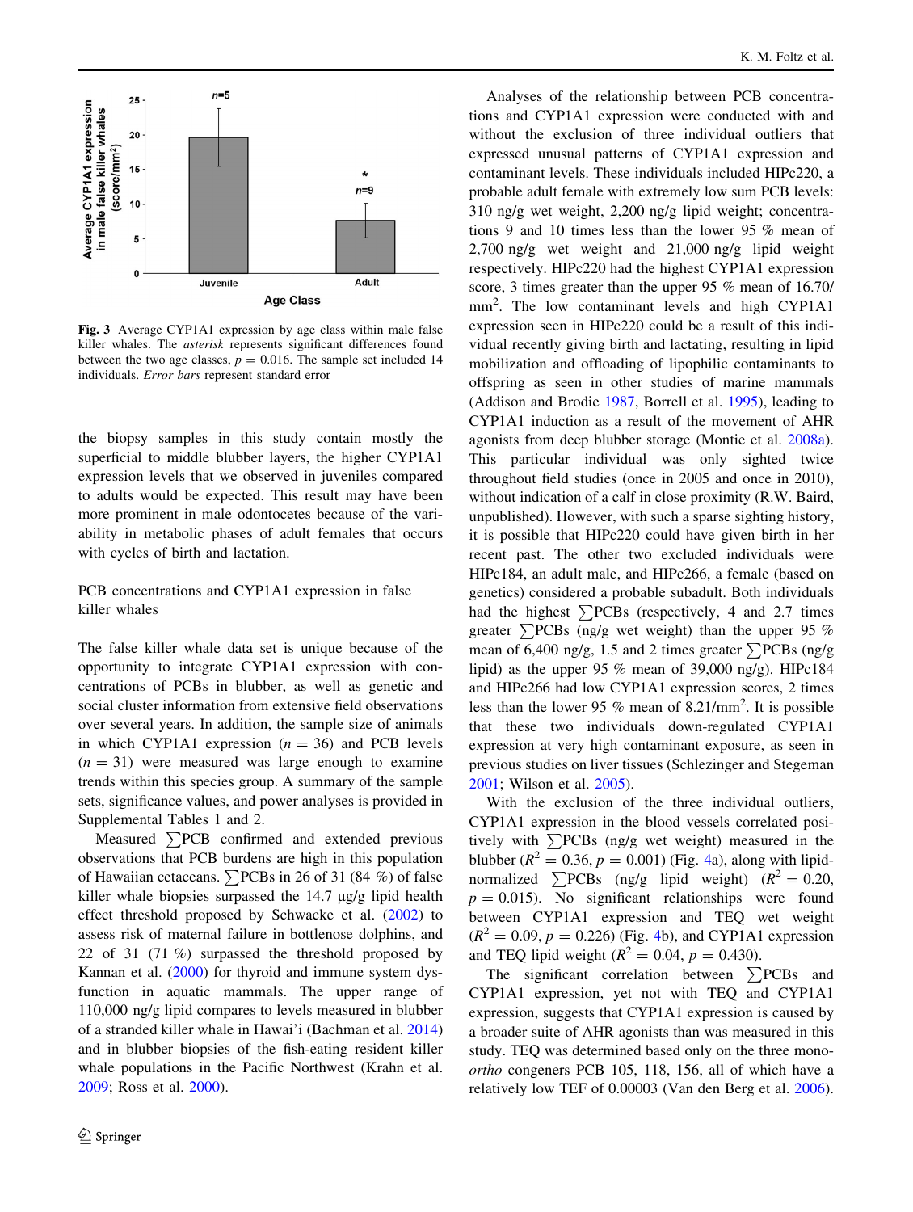**Fig. 3** Average CYP1A1 expression by age class within male false killer whales. The *asterisk* represents significant differences found between the two age classes, $p = 0.016$. The sample set included 14 individuals. *Error bars* represent standard error

the biopsy samples in this study contain mostly the superficial to middle blubber layers, the higher CYP1A1 expression levels that we observed in juveniles compared to adults would be expected. This result may have been more prominent in male odontocetes because of the variability in metabolic phases of adult females that occurs with cycles of birth and lactation.

## PCB concentrations and CYP1A1 expression in false killer whales

The false killer whale data set is unique because of the opportunity to integrate CYP1A1 expression with concentrations of PCBs in blubber, as well as genetic and social cluster information from extensive field observations over several years. In addition, the sample size of animals in which CYP1A1 expression ($n = 36$) and PCB levels ($n = 31$) were measured was large enough to examine trends within this species group. A summary of the sample sets, significance values, and power analyses is provided in Supplemental Tables 1 and 2.

Measured ∑PCB confirmed and extended previous observations that PCB burdens are high in this population of Hawaiian cetaceans. ∑PCBs in 26 of 31 (84 %) of false killer whale biopsies surpassed the 14.7 µg/g lipid health effect threshold proposed by Schwacke et al. (2002) to assess risk of maternal failure in bottlenose dolphins, and 22 of 31 (71 %) surpassed the threshold proposed by Kannan et al. (2000) for thyroid and immune system dysfunction in aquatic mammals. The upper range of 110,000 ng/g lipid compares to levels measured in blubber of a stranded killer whale in Hawai'i (Bachman et al. 2014) and in blubber biopsies of the fish-eating resident killer whale populations in the Pacific Northwest (Krahn et al. 2009; Ross et al. 2000).

Analyses of the relationship between PCB concentrations and CYP1A1 expression were conducted with and without the exclusion of three individual outliers that expressed unusual patterns of CYP1A1 expression and contaminant levels. These individuals included HIPc220, a probable adult female with extremely low sum PCB levels: 310 ng/g wet weight, 2,200 ng/g lipid weight; concentrations 9 and 10 times less than the lower 95 % mean of 2,700 ng/g wet weight and 21,000 ng/g lipid weight respectively. HIPc220 had the highest CYP1A1 expression score, 3 times greater than the upper 95 % mean of 16.70/mm$^2$. The low contaminant levels and high CYP1A1 expression seen in HIPc220 could be a result of this individual recently giving birth and lactating, resulting in lipid mobilization and offloading of lipophilic contaminants to offspring as seen in other studies of marine mammals (Addison and Brodie 1987, Borrell et al. 1995), leading to CYP1A1 induction as a result of the movement of AHR agonists from deep blubber storage (Montie et al. 2008a). This particular individual was only sighted twice throughout field studies (once in 2005 and once in 2010), without indication of a calf in close proximity (R.W. Baird, unpublished). However, with such a sparse sighting history, it is possible that HIPc220 could have given birth in her recent past. The other two excluded individuals were HIPc184, an adult male, and HIPc266, a female (based on genetics) considered a probable subadult. Both individuals had the highest ∑PCBs (respectively, 4 and 2.7 times greater ∑PCBs (ng/g wet weight) than the upper 95 % mean of 6,400 ng/g, 1.5 and 2 times greater ∑PCBs (ng/g lipid) as the upper 95 % mean of 39,000 ng/g). HIPc184 and HIPc266 had low CYP1A1 expression scores, 2 times less than the lower 95 % mean of 8.21/mm$^2$. It is possible that these two individuals down-regulated CYP1A1 expression at very high contaminant exposure, as seen in previous studies on liver tissues (Schlezinger and Stegeman 2001; Wilson et al. 2005).

With the exclusion of the three individual outliers, CYP1A1 expression in the blood vessels correlated positively with ∑PCBs (ng/g wet weight) measured in the blubber ($R^2 = 0.36$, $p = 0.001$) (Fig. 4a), along with lipid-normalized ∑PCBs (ng/g lipid weight) ($R^2 = 0.20$, $p = 0.015$). No significant relationships were found between CYP1A1 expression and TEQ wet weight ($R^2 = 0.09$, $p = 0.226$) (Fig. 4b), and CYP1A1 expression and TEQ lipid weight ($R^2 = 0.04$, $p = 0.430$).

The significant correlation between ∑PCBs and CYP1A1 expression, yet not with TEQ and CYP1A1 expression, suggests that CYP1A1 expression is caused by a broader suite of AHR agonists than was measured in this study. TEQ was determined based only on the three mono-*ortho* congeners PCB 105, 118, 156, all of which have a relatively low TEF of 0.00003 (Van den Berg et al. 2006).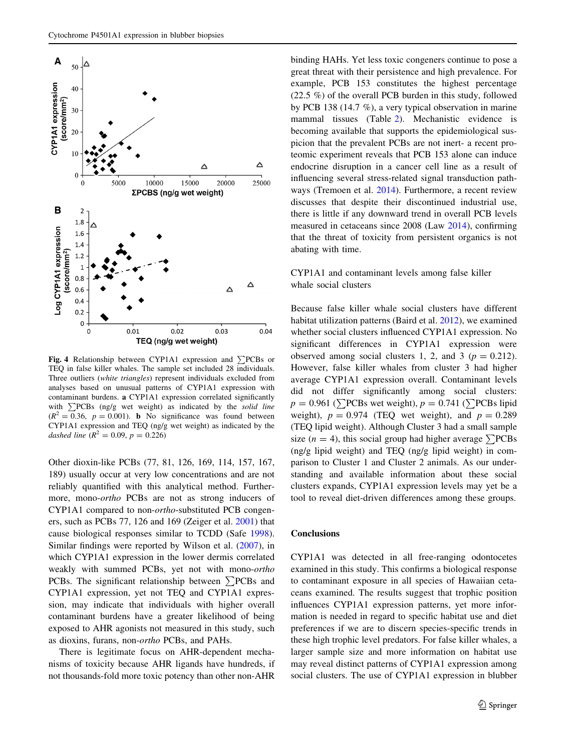**Fig. 4** Relationship between CYP1A1 expression and ∑PCBs or TEQ in false killer whales. The sample set included 28 individuals. Three outliers (*white triangles*) represent individuals excluded from analyses based on unusual patterns of CYP1A1 expression with contaminant burdens. **a** CYP1A1 expression correlated significantly with ∑PCBs (ng/g wet weight) as indicated by the *solid line* ($R^2 = 0.36$, $p = 0.001$). **b** No significance was found between CYP1A1 expression and TEQ (ng/g wet weight) as indicated by the *dashed line* ($R^2 = 0.09$, $p = 0.226$)

Other dioxin-like PCBs (77, 81, 126, 169, 114, 157, 167, 189) usually occur at very low concentrations and are not reliably quantified with this analytical method. Furthermore, mono-*ortho* PCBs are not as strong inducers of CYP1A1 compared to non-*ortho*-substituted PCB congeners, such as PCBs 77, 126 and 169 (Zeiger et al. 2001) that cause biological responses similar to TCDD (Safe 1998). Similar findings were reported by Wilson et al. (2007), in which CYP1A1 expression in the lower dermis correlated weakly with summed PCBs, yet not with mono-*ortho* PCBs. The significant relationship between ∑PCBs and CYP1A1 expression, yet not TEQ and CYP1A1 expression, may indicate that individuals with higher overall contaminant burdens have a greater likelihood of being exposed to AHR agonists not measured in this study, such as dioxins, furans, non-*ortho* PCBs, and PAHs.

There is legitimate focus on AHR-dependent mechanisms of toxicity because AHR ligands have hundreds, if not thousands-fold more toxic potency than other non-AHR binding HAHs. Yet less toxic congeners continue to pose a great threat with their persistence and high prevalence. For example, PCB 153 constitutes the highest percentage (22.5 %) of the overall PCB burden in this study, followed by PCB 138 (14.7 %), a very typical observation in marine mammal tissues (Table 2). Mechanistic evidence is becoming available that supports the epidemiological suspicion that the prevalent PCBs are not inert- a recent proteomic experiment reveals that PCB 153 alone can induce endocrine disruption in a cancer cell line as a result of influencing several stress-related signal transduction pathways (Tremoen et al. 2014). Furthermore, a recent review discusses that despite their discontinued industrial use, there is little if any downward trend in overall PCB levels measured in cetaceans since 2008 (Law 2014), confirming that the threat of toxicity from persistent organics is not abating with time.

### CYP1A1 and contaminant levels among false killer whale social clusters

Because false killer whale social clusters have different habitat utilization patterns (Baird et al. 2012), we examined whether social clusters influenced CYP1A1 expression. No significant differences in CYP1A1 expression were observed among social clusters 1, 2, and 3 ($p = 0.212$). However, false killer whales from cluster 3 had higher average CYP1A1 expression overall. Contaminant levels did not differ significantly among social clusters: $p = 0.961$ (∑PCBs wet weight), $p = 0.741$ (∑PCBs lipid weight), $p = 0.974$ (TEQ wet weight), and $p = 0.289$ (TEQ lipid weight). Although Cluster 3 had a small sample size ($n = 4$), this social group had higher average ∑PCBs (ng/g lipid weight) and TEQ (ng/g lipid weight) in comparison to Cluster 1 and Cluster 2 animals. As our understanding and available information about these social clusters expands, CYP1A1 expression levels may yet be a tool to reveal diet-driven differences among these groups.

## Conclusions

CYP1A1 was detected in all free-ranging odontocetes examined in this study. This confirms a biological response to contaminant exposure in all species of Hawaiian cetaceans examined. The results suggest that trophic position influences CYP1A1 expression patterns, yet more information is needed in regard to specific habitat use and diet preferences if we are to discern species-specific trends in these high trophic level predators. For false killer whales, a larger sample size and more information on habitat use may reveal distinct patterns of CYP1A1 expression among social clusters. The use of CYP1A1 expression in blubber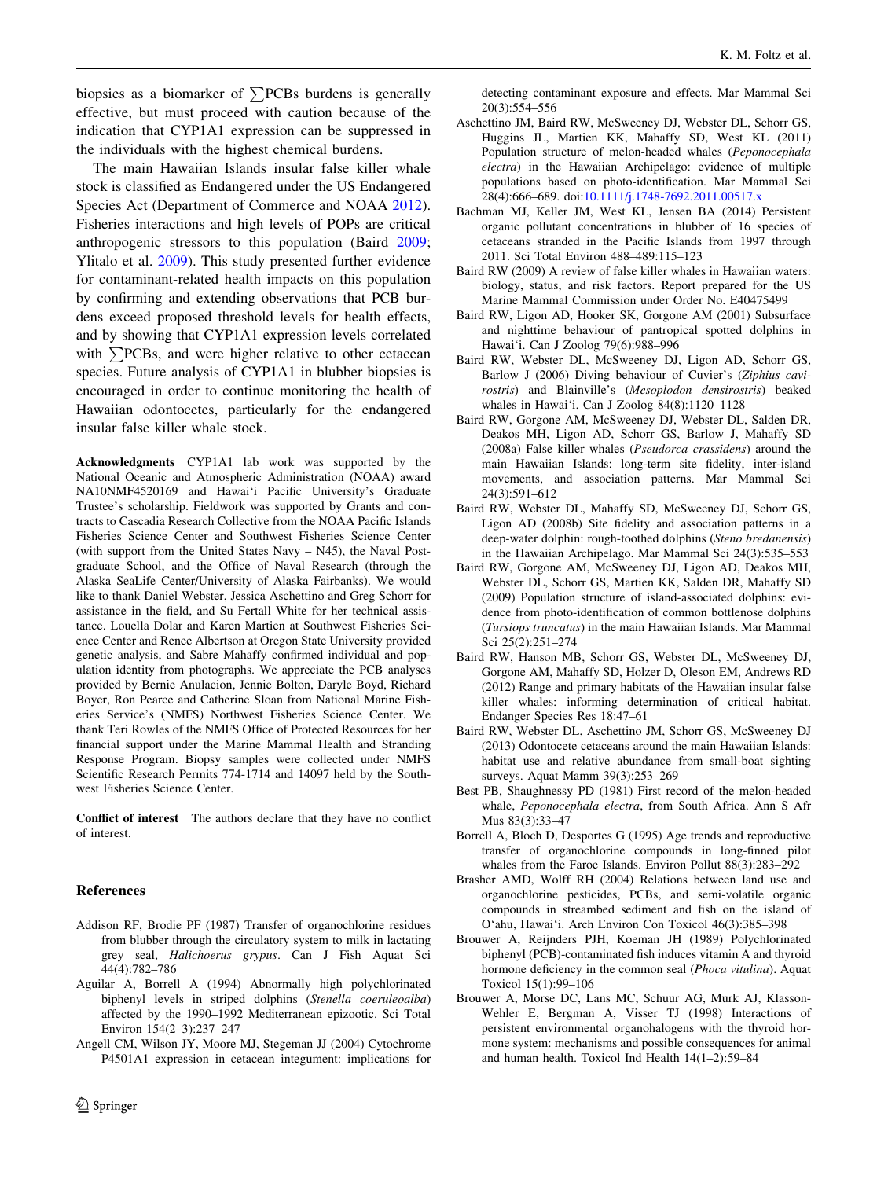biopsies as a biomarker of $\sum$PCBs burdens is generally effective, but must proceed with caution because of the indication that CYP1A1 expression can be suppressed in the individuals with the highest chemical burdens.

The main Hawaiian Islands insular false killer whale stock is classified as Endangered under the US Endangered Species Act (Department of Commerce and NOAA 2012). Fisheries interactions and high levels of POPs are critical anthropogenic stressors to this population (Baird 2009; Ylitalo et al. 2009). This study presented further evidence for contaminant-related health impacts on this population by confirming and extending observations that PCB burdens exceed proposed threshold levels for health effects, and by showing that CYP1A1 expression levels correlated with $\sum$PCBs, and were higher relative to other cetacean species. Future analysis of CYP1A1 in blubber biopsies is encouraged in order to continue monitoring the health of Hawaiian odontocetes, particularly for the endangered insular false killer whale stock.

**Acknowledgments** CYP1A1 lab work was supported by the National Oceanic and Atmospheric Administration (NOAA) award NA10NMF4520169 and Hawai'i Pacific University's Graduate Trustee's scholarship. Fieldwork was supported by Grants and contracts to Cascadia Research Collective from the NOAA Pacific Islands Fisheries Science Center and Southwest Fisheries Science Center (with support from the United States Navy – N45), the Naval Postgraduate School, and the Office of Naval Research (through the Alaska SeaLife Center/University of Alaska Fairbanks). We would like to thank Daniel Webster, Jessica Aschettino and Greg Schorr for assistance in the field, and Su Fertall White for her technical assistance. Louella Dolar and Karen Martien at Southwest Fisheries Science Center and Renee Albertson at Oregon State University provided genetic analysis, and Sabre Mahaffy confirmed individual and population identity from photographs. We appreciate the PCB analyses provided by Bernie Anulacion, Jennie Bolton, Daryle Boyd, Richard Boyer, Ron Pearce and Catherine Sloan from National Marine Fisheries Service's (NMFS) Northwest Fisheries Science Center. We thank Teri Rowles of the NMFS Office of Protected Resources for her financial support under the Marine Mammal Health and Stranding Response Program. Biopsy samples were collected under NMFS Scientific Research Permits 774-1714 and 14097 held by the Southwest Fisheries Science Center.

**Conflict of interest** The authors declare that they have no conflict of interest.

## References

Addison RF, Brodie PF (1987) Transfer of organochlorine residues from blubber through the circulatory system to milk in lactating grey seal, *Halichoerus grypus*. Can J Fish Aquat Sci 44(4):782–786

Aguilar A, Borrell A (1994) Abnormally high polychlorinated biphenyl levels in striped dolphins (*Stenella coeruleoalba*) affected by the 1990–1992 Mediterranean epizootic. Sci Total Environ 154(2–3):237–247

Angell CM, Wilson JY, Moore MJ, Stegeman JJ (2004) Cytochrome P4501A1 expression in cetacean integument: implications for detecting contaminant exposure and effects. Mar Mammal Sci 20(3):554–556

Aschettino JM, Baird RW, McSweeney DJ, Webster DL, Schorr GS, Huggins JL, Martien KK, Mahaffy SD, West KL (2011) Population structure of melon-headed whales (*Peponocephala electra*) in the Hawaiian Archipelago: evidence of multiple populations based on photo-identification. Mar Mammal Sci 28(4):666–689. doi:10.1111/j.1748-7692.2011.00517.x

Bachman MJ, Keller JM, West KL, Jensen BA (2014) Persistent organic pollutant concentrations in blubber of 16 species of cetaceans stranded in the Pacific Islands from 1997 through 2011. Sci Total Environ 488–489:115–123

Baird RW (2009) A review of false killer whales in Hawaiian waters: biology, status, and risk factors. Report prepared for the US Marine Mammal Commission under Order No. E40475499

Baird RW, Ligon AD, Hooker SK, Gorgone AM (2001) Subsurface and nighttime behaviour of pantropical spotted dolphins in Hawai'i. Can J Zoolog 79(6):988–996

Baird RW, Webster DL, McSweeney DJ, Ligon AD, Schorr GS, Barlow J (2006) Diving behaviour of Cuvier's (*Ziphius cavirostris*) and Blainville's (*Mesoplodon densirostris*) beaked whales in Hawai'i. Can J Zoolog 84(8):1120–1128

Baird RW, Gorgone AM, McSweeney DJ, Webster DL, Salden DR, Deakos MH, Ligon AD, Schorr GS, Barlow J, Mahaffy SD (2008a) False killer whales (*Pseudorca crassidens*) around the main Hawaiian Islands: long-term site fidelity, inter-island movements, and association patterns. Mar Mammal Sci 24(3):591–612

Baird RW, Webster DL, Mahaffy SD, McSweeney DJ, Schorr GS, Ligon AD (2008b) Site fidelity and association patterns in a deep-water dolphin: rough-toothed dolphins (*Steno bredanensis*) in the Hawaiian Archipelago. Mar Mammal Sci 24(3):535–553

Baird RW, Gorgone AM, McSweeney DJ, Ligon AD, Deakos MH, Webster DL, Schorr GS, Martien KK, Salden DR, Mahaffy SD (2009) Population structure of island-associated dolphins: evidence from photo-identification of common bottlenose dolphins (*Tursiops truncatus*) in the main Hawaiian Islands. Mar Mammal Sci 25(2):251–274

Baird RW, Hanson MB, Schorr GS, Webster DL, McSweeney DJ, Gorgone AM, Mahaffy SD, Holzer D, Oleson EM, Andrews RD (2012) Range and primary habitats of the Hawaiian insular false killer whales: informing determination of critical habitat. Endanger Species Res 18:47–61

Baird RW, Webster DL, Aschettino JM, Schorr GS, McSweeney DJ (2013) Odontocete cetaceans around the main Hawaiian Islands: habitat use and relative abundance from small-boat sighting surveys. Aquat Mamm 39(3):253–269

Best PB, Shaughnessy PD (1981) First record of the melon-headed whale, *Peponocephala electra*, from South Africa. Ann S Afr Mus 83(3):33–47

Borrell A, Bloch D, Desportes G (1995) Age trends and reproductive transfer of organochlorine compounds in long-finned pilot whales from the Faroe Islands. Environ Pollut 88(3):283–292

Brasher AMD, Wolff RH (2004) Relations between land use and organochlorine pesticides, PCBs, and semi-volatile organic compounds in streambed sediment and fish on the island of O'ahu, Hawai'i. Arch Environ Con Toxicol 46(3):385–398

Brouwer A, Reijnders PJH, Koeman JH (1989) Polychlorinated biphenyl (PCB)-contaminated fish induces vitamin A and thyroid hormone deficiency in the common seal (*Phoca vitulina*). Aquat Toxicol 15(1):99–106

Brouwer A, Morse DC, Lans MC, Schuur AG, Murk AJ, Klasson-Wehler E, Bergman A, Visser TJ (1998) Interactions of persistent environmental organohalogens with the thyroid hormone system: mechanisms and possible consequences for animal and human health. Toxicol Ind Health 14(1–2):59–84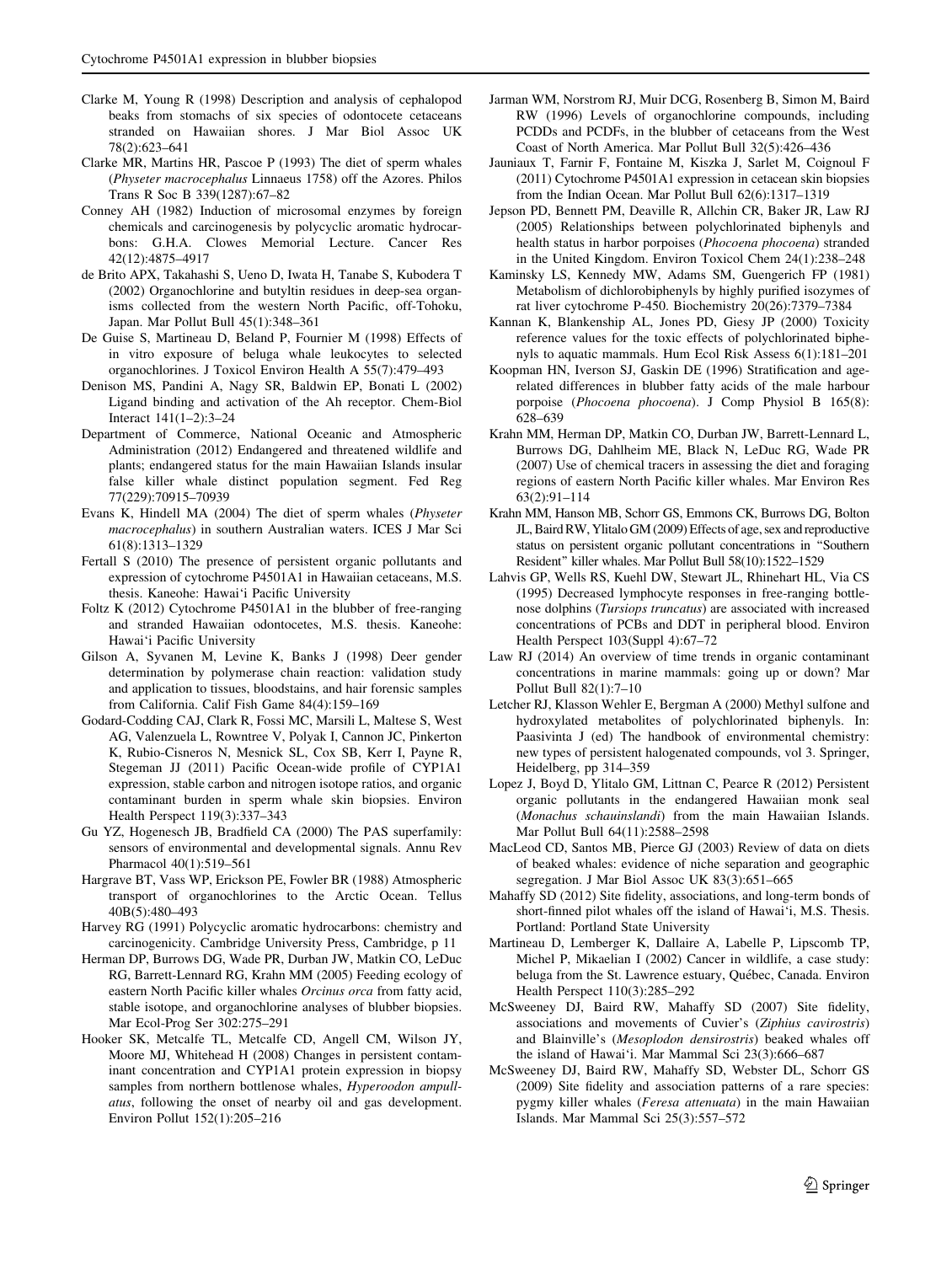Clarke M, Young R (1998) Description and analysis of cephalopod beaks from stomachs of six species of odontocete cetaceans stranded on Hawaiian shores. J Mar Biol Assoc UK 78(2):623–641

Clarke MR, Martins HR, Pascoe P (1993) The diet of sperm whales (*Physeter macrocephalus* Linnaeus 1758) off the Azores. Philos Trans R Soc B 339(1287):67–82

Conney AH (1982) Induction of microsomal enzymes by foreign chemicals and carcinogenesis by polycyclic aromatic hydrocarbons: G.H.A. Clowes Memorial Lecture. Cancer Res 42(12):4875–4917

de Brito APX, Takahashi S, Ueno D, Iwata H, Tanabe S, Kubodera T (2002) Organochlorine and butyltin residues in deep-sea organisms collected from the western North Pacific, off-Tohoku, Japan. Mar Pollut Bull 45(1):348–361

De Guise S, Martineau D, Beland P, Fournier M (1998) Effects of in vitro exposure of beluga whale leukocytes to selected organochlorines. J Toxicol Environ Health A 55(7):479–493

Denison MS, Pandini A, Nagy SR, Baldwin EP, Bonati L (2002) Ligand binding and activation of the Ah receptor. Chem-Biol Interact 141(1–2):3–24

Department of Commerce, National Oceanic and Atmospheric Administration (2012) Endangered and threatened wildlife and plants; endangered status for the main Hawaiian Islands insular false killer whale distinct population segment. Fed Reg 77(229):70915–70939

Evans K, Hindell MA (2004) The diet of sperm whales (*Physeter macrocephalus*) in southern Australian waters. ICES J Mar Sci 61(8):1313–1329

Fertall S (2010) The presence of persistent organic pollutants and expression of cytochrome P4501A1 in Hawaiian cetaceans, M.S. thesis. Kaneohe: Hawai'i Pacific University

Foltz K (2012) Cytochrome P4501A1 in the blubber of free-ranging and stranded Hawaiian odontocetes, M.S. thesis. Kaneohe: Hawai'i Pacific University

Gilson A, Syvanen M, Levine K, Banks J (1998) Deer gender determination by polymerase chain reaction: validation study and application to tissues, bloodstains, and hair forensic samples from California. Calif Fish Game 84(4):159–169

Godard-Codding CAJ, Clark R, Fossi MC, Marsili L, Maltese S, West AG, Valenzuela L, Rowntree V, Polyak I, Cannon JC, Pinkerton K, Rubio-Cisneros N, Mesnick SL, Cox SB, Kerr I, Payne R, Stegeman JJ (2011) Pacific Ocean-wide profile of CYP1A1 expression, stable carbon and nitrogen isotope ratios, and organic contaminant burden in sperm whale skin biopsies. Environ Health Perspect 119(3):337–343

Gu YZ, Hogenesch JB, Bradfield CA (2000) The PAS superfamily: sensors of environmental and developmental signals. Annu Rev Pharmacol 40(1):519–561

Hargrave BT, Vass WP, Erickson PE, Fowler BR (1988) Atmospheric transport of organochlorines to the Arctic Ocean. Tellus 40B(5):480–493

Harvey RG (1991) Polycyclic aromatic hydrocarbons: chemistry and carcinogenicity. Cambridge University Press, Cambridge, p 11

Herman DP, Burrows DG, Wade PR, Durban JW, Matkin CO, LeDuc RG, Barrett-Lennard RG, Krahn MM (2005) Feeding ecology of eastern North Pacific killer whales *Orcinus orca* from fatty acid, stable isotope, and organochlorine analyses of blubber biopsies. Mar Ecol-Prog Ser 302:275–291

Hooker SK, Metcalfe TL, Metcalfe CD, Angell CM, Wilson JY, Moore MJ, Whitehead H (2008) Changes in persistent contaminant concentration and CYP1A1 protein expression in biopsy samples from northern bottlenose whales, *Hyperoodon ampullatus*, following the onset of nearby oil and gas development. Environ Pollut 152(1):205–216

Jarman WM, Norstrom RJ, Muir DCG, Rosenberg B, Simon M, Baird RW (1996) Levels of organochlorine compounds, including PCDDs and PCDFs, in the blubber of cetaceans from the West Coast of North America. Mar Pollut Bull 32(5):426–436

Jauniaux T, Farnir F, Fontaine M, Kiszka J, Sarlet M, Coignoul F (2011) Cytochrome P4501A1 expression in cetacean skin biopsies from the Indian Ocean. Mar Pollut Bull 62(6):1317–1319

Jepson PD, Bennett PM, Deaville R, Allchin CR, Baker JR, Law RJ (2005) Relationships between polychlorinated biphenyls and health status in harbor porpoises (*Phocoena phocoena*) stranded in the United Kingdom. Environ Toxicol Chem 24(1):238–248

Kaminsky LS, Kennedy MW, Adams SM, Guengerich FP (1981) Metabolism of dichlorobiphenyls by highly purified isozymes of rat liver cytochrome P-450. Biochemistry 20(26):7379–7384

Kannan K, Blankenship AL, Jones PD, Giesy JP (2000) Toxicity reference values for the toxic effects of polychlorinated biphenyls to aquatic mammals. Hum Ecol Risk Assess 6(1):181–201

Koopman HN, Iverson SJ, Gaskin DE (1996) Stratification and age-related differences in blubber fatty acids of the male harbour porpoise (*Phocoena phocoena*). J Comp Physiol B 165(8): 628–639

Krahn MM, Herman DP, Matkin CO, Durban JW, Barrett-Lennard L, Burrows DG, Dahlheim ME, Black N, LeDuc RG, Wade PR (2007) Use of chemical tracers in assessing the diet and foraging regions of eastern North Pacific killer whales. Mar Environ Res 63(2):91–114

Krahn MM, Hanson MB, Schorr GS, Emmons CK, Burrows DG, Bolton JL, Baird RW, Ylitalo GM (2009) Effects of age, sex and reproductive status on persistent organic pollutant concentrations in "Southern Resident" killer whales. Mar Pollut Bull 58(10):1522–1529

Lahvis GP, Wells RS, Kuehl DW, Stewart JL, Rhinehart HL, Via CS (1995) Decreased lymphocyte responses in free-ranging bottlenose dolphins (*Tursiops truncatus*) are associated with increased concentrations of PCBs and DDT in peripheral blood. Environ Health Perspect 103(Suppl 4):67–72

Law RJ (2014) An overview of time trends in organic contaminant concentrations in marine mammals: going up or down? Mar Pollut Bull 82(1):7–10

Letcher RJ, Klasson Wehler E, Bergman A (2000) Methyl sulfone and hydroxylated metabolites of polychlorinated biphenyls. In: Paasivinta J (ed) The handbook of environmental chemistry: new types of persistent halogenated compounds, vol 3. Springer, Heidelberg, pp 314–359

Lopez J, Boyd D, Ylitalo GM, Littnan C, Pearce R (2012) Persistent organic pollutants in the endangered Hawaiian monk seal (*Monachus schauinslandi*) from the main Hawaiian Islands. Mar Pollut Bull 64(11):2588–2598

MacLeod CD, Santos MB, Pierce GJ (2003) Review of data on diets of beaked whales: evidence of niche separation and geographic segregation. J Mar Biol Assoc UK 83(3):651–665

Mahaffy SD (2012) Site fidelity, associations, and long-term bonds of short-finned pilot whales off the island of Hawai'i, M.S. Thesis. Portland: Portland State University

Martineau D, Lemberger K, Dallaire A, Labelle P, Lipscomb TP, Michel P, Mikaelian I (2002) Cancer in wildlife, a case study: beluga from the St. Lawrence estuary, Québec, Canada. Environ Health Perspect 110(3):285–292

McSweeney DJ, Baird RW, Mahaffy SD (2007) Site fidelity, associations and movements of Cuvier's (*Ziphius cavirostris*) and Blainville's (*Mesoplodon densirostris*) beaked whales off the island of Hawai'i. Mar Mammal Sci 23(3):666–687

McSweeney DJ, Baird RW, Mahaffy SD, Webster DL, Schorr GS (2009) Site fidelity and association patterns of a rare species: pygmy killer whales (*Feresa attenuata*) in the main Hawaiian Islands. Mar Mammal Sci 25(3):557–572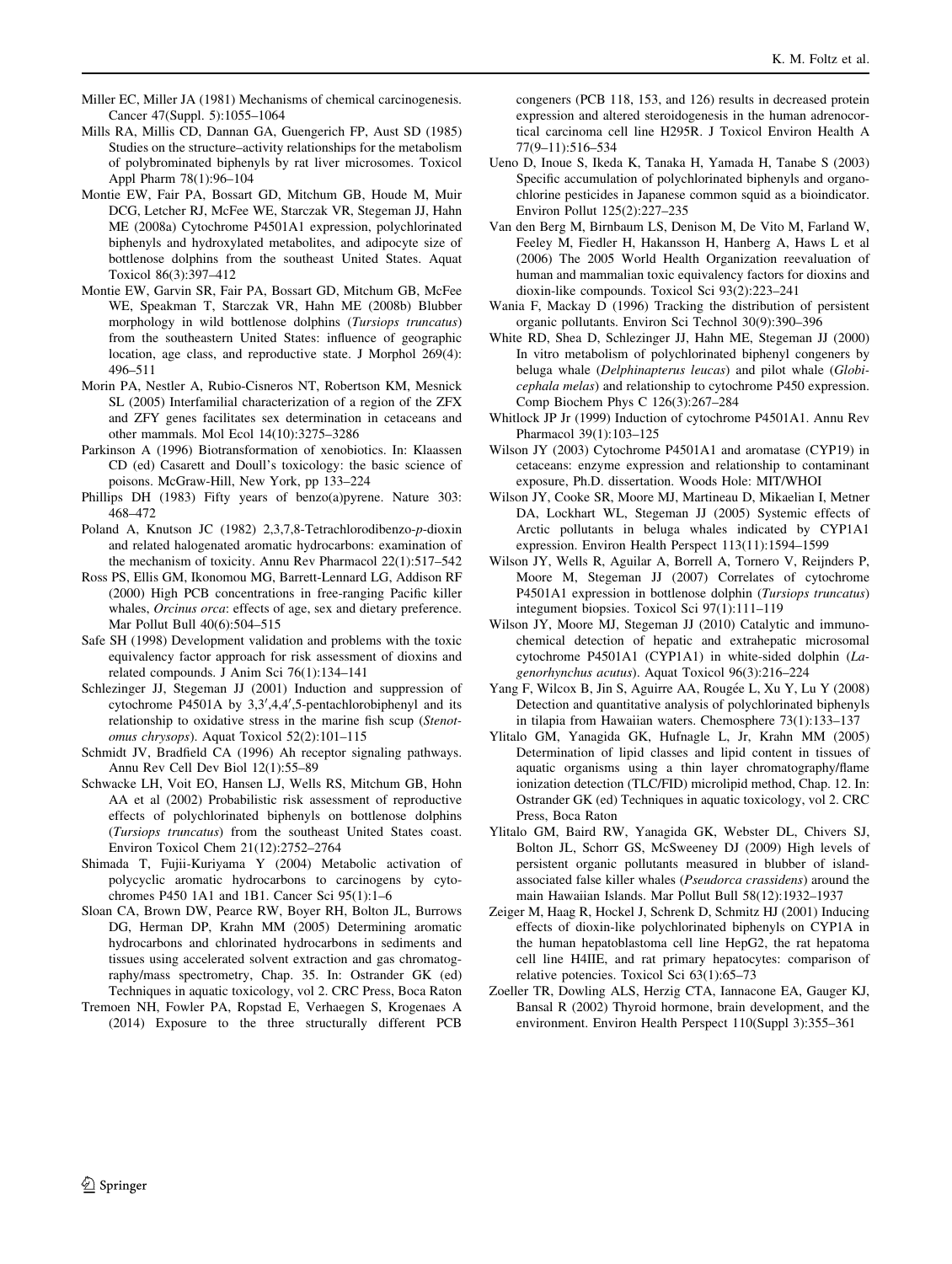Miller EC, Miller JA (1981) Mechanisms of chemical carcinogenesis. Cancer 47(Suppl. 5):1055–1064

Mills RA, Millis CD, Dannan GA, Guengerich FP, Aust SD (1985) Studies on the structure–activity relationships for the metabolism of polybrominated biphenyls by rat liver microsomes. Toxicol Appl Pharm 78(1):96–104

Montie EW, Fair PA, Bossart GD, Mitchum GB, Houde M, Muir DCG, Letcher RJ, McFee WE, Starczak VR, Stegeman JJ, Hahn ME (2008a) Cytochrome P4501A1 expression, polychlorinated biphenyls and hydroxylated metabolites, and adipocyte size of bottlenose dolphins from the southeast United States. Aquat Toxicol 86(3):397–412

Montie EW, Garvin SR, Fair PA, Bossart GD, Mitchum GB, McFee WE, Speakman T, Starczak VR, Hahn ME (2008b) Blubber morphology in wild bottlenose dolphins (*Tursiops truncatus*) from the southeastern United States: influence of geographic location, age class, and reproductive state. J Morphol 269(4): 496–511

Morin PA, Nestler A, Rubio-Cisneros NT, Robertson KM, Mesnick SL (2005) Interfamilial characterization of a region of the ZFX and ZFY genes facilitates sex determination in cetaceans and other mammals. Mol Ecol 14(10):3275–3286

Parkinson A (1996) Biotransformation of xenobiotics. In: Klaassen CD (ed) Casarett and Doull's toxicology: the basic science of poisons. McGraw-Hill, New York, pp 133–224

Phillips DH (1983) Fifty years of benzo(a)pyrene. Nature 303: 468–472

Poland A, Knutson JC (1982) 2,3,7,8-Tetrachlorodibenzo-*p*-dioxin and related halogenated aromatic hydrocarbons: examination of the mechanism of toxicity. Annu Rev Pharmacol 22(1):517–542

Ross PS, Ellis GM, Ikonomou MG, Barrett-Lennard LG, Addison RF (2000) High PCB concentrations in free-ranging Pacific killer whales, *Orcinus orca*: effects of age, sex and dietary preference. Mar Pollut Bull 40(6):504–515

Safe SH (1998) Development validation and problems with the toxic equivalency factor approach for risk assessment of dioxins and related compounds. J Anim Sci 76(1):134–141

Schlezinger JJ, Stegeman JJ (2001) Induction and suppression of cytochrome P4501A by 3,3′,4,4′,5-pentachlorobiphenyl and its relationship to oxidative stress in the marine fish scup (*Stenotomus chrysops*). Aquat Toxicol 52(2):101–115

Schmidt JV, Bradfield CA (1996) Ah receptor signaling pathways. Annu Rev Cell Dev Biol 12(1):55–89

Schwacke LH, Voit EO, Hansen LJ, Wells RS, Mitchum GB, Hohn AA et al (2002) Probabilistic risk assessment of reproductive effects of polychlorinated biphenyls on bottlenose dolphins (*Tursiops truncatus*) from the southeast United States coast. Environ Toxicol Chem 21(12):2752–2764

Shimada T, Fujii-Kuriyama Y (2004) Metabolic activation of polycyclic aromatic hydrocarbons to carcinogens by cytochromes P450 1A1 and 1B1. Cancer Sci 95(1):1–6

Sloan CA, Brown DW, Pearce RW, Boyer RH, Bolton JL, Burrows DG, Herman DP, Krahn MM (2005) Determining aromatic hydrocarbons and chlorinated hydrocarbons in sediments and tissues using accelerated solvent extraction and gas chromatography/mass spectrometry, Chap. 35. In: Ostrander GK (ed) Techniques in aquatic toxicology, vol 2. CRC Press, Boca Raton

Tremoen NH, Fowler PA, Ropstad E, Verhaegen S, Krogenaes A (2014) Exposure to the three structurally different PCB congeners (PCB 118, 153, and 126) results in decreased protein expression and altered steroidogenesis in the human adrenocortical carcinoma cell line H295R. J Toxicol Environ Health A 77(9–11):516–534

Ueno D, Inoue S, Ikeda K, Tanaka H, Yamada H, Tanabe S (2003) Specific accumulation of polychlorinated biphenyls and organochlorine pesticides in Japanese common squid as a bioindicator. Environ Pollut 125(2):227–235

Van den Berg M, Birnbaum LS, Denison M, De Vito M, Farland W, Feeley M, Fiedler H, Hakansson H, Hanberg A, Haws L et al (2006) The 2005 World Health Organization reevaluation of human and mammalian toxic equivalency factors for dioxins and dioxin-like compounds. Toxicol Sci 93(2):223–241

Wania F, Mackay D (1996) Tracking the distribution of persistent organic pollutants. Environ Sci Technol 30(9):390–396

White RD, Shea D, Schlezinger JJ, Hahn ME, Stegeman JJ (2000) In vitro metabolism of polychlorinated biphenyl congeners by beluga whale (*Delphinapterus leucas*) and pilot whale (*Globicephala melas*) and relationship to cytochrome P450 expression. Comp Biochem Phys C 126(3):267–284

Whitlock JP Jr (1999) Induction of cytochrome P4501A1. Annu Rev Pharmacol 39(1):103–125

Wilson JY (2003) Cytochrome P4501A1 and aromatase (CYP19) in cetaceans: enzyme expression and relationship to contaminant exposure, Ph.D. dissertation. Woods Hole: MIT/WHOI

Wilson JY, Cooke SR, Moore MJ, Martineau D, Mikaelian I, Metner DA, Lockhart WL, Stegeman JJ (2005) Systemic effects of Arctic pollutants in beluga whales indicated by CYP1A1 expression. Environ Health Perspect 113(11):1594–1599

Wilson JY, Wells R, Aguilar A, Borrell A, Tornero V, Reijnders P, Moore M, Stegeman JJ (2007) Correlates of cytochrome P4501A1 expression in bottlenose dolphin (*Tursiops truncatus*) integument biopsies. Toxicol Sci 97(1):111–119

Wilson JY, Moore MJ, Stegeman JJ (2010) Catalytic and immunochemical detection of hepatic and extrahepatic microsomal cytochrome P4501A1 (CYP1A1) in white-sided dolphin (*Lagenorhynchus acutus*). Aquat Toxicol 96(3):216–224

Yang F, Wilcox B, Jin S, Aguirre AA, Rougée L, Xu Y, Lu Y (2008) Detection and quantitative analysis of polychlorinated biphenyls in tilapia from Hawaiian waters. Chemosphere 73(1):133–137

Ylitalo GM, Yanagida GK, Hufnagle L, Jr, Krahn MM (2005) Determination of lipid classes and lipid content in tissues of aquatic organisms using a thin layer chromatography/flame ionization detection (TLC/FID) microlipid method, Chap. 12. In: Ostrander GK (ed) Techniques in aquatic toxicology, vol 2. CRC Press, Boca Raton

Ylitalo GM, Baird RW, Yanagida GK, Webster DL, Chivers SJ, Bolton JL, Schorr GS, McSweeney DJ (2009) High levels of persistent organic pollutants measured in blubber of island-associated false killer whales (*Pseudorca crassidens*) around the main Hawaiian Islands. Mar Pollut Bull 58(12):1932–1937

Zeiger M, Haag R, Hockel J, Schrenk D, Schmitz HJ (2001) Inducing effects of dioxin-like polychlorinated biphenyls on CYP1A in the human hepatoblastoma cell line HepG2, the rat hepatoma cell line H4IIE, and rat primary hepatocytes: comparison of relative potencies. Toxicol Sci 63(1):65–73

Zoeller TR, Dowling ALS, Herzig CTA, Iannacone EA, Gauger KJ, Bansal R (2002) Thyroid hormone, brain development, and the environment. Environ Health Perspect 110(Suppl 3):355–361